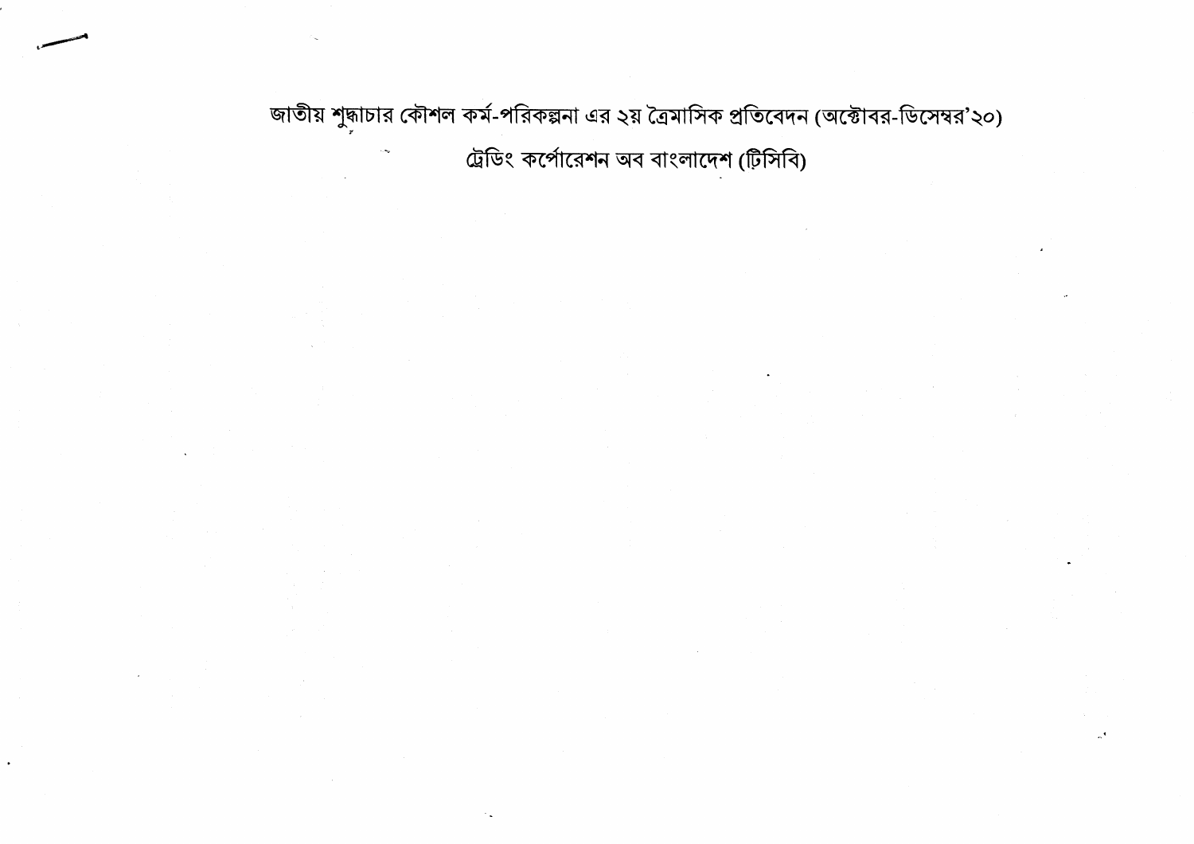# জাতীয় শুদ্ধাচার কৌশল কর্ম-পরিকল্পনা এর ২য় ত্রৈমাসিক প্রতিবেদন (অক্টোবর-ডিসেম্বর'২০)

## ট্রেডিং কর্পোরেশন অব বাংলাদেশ (টিসিবি)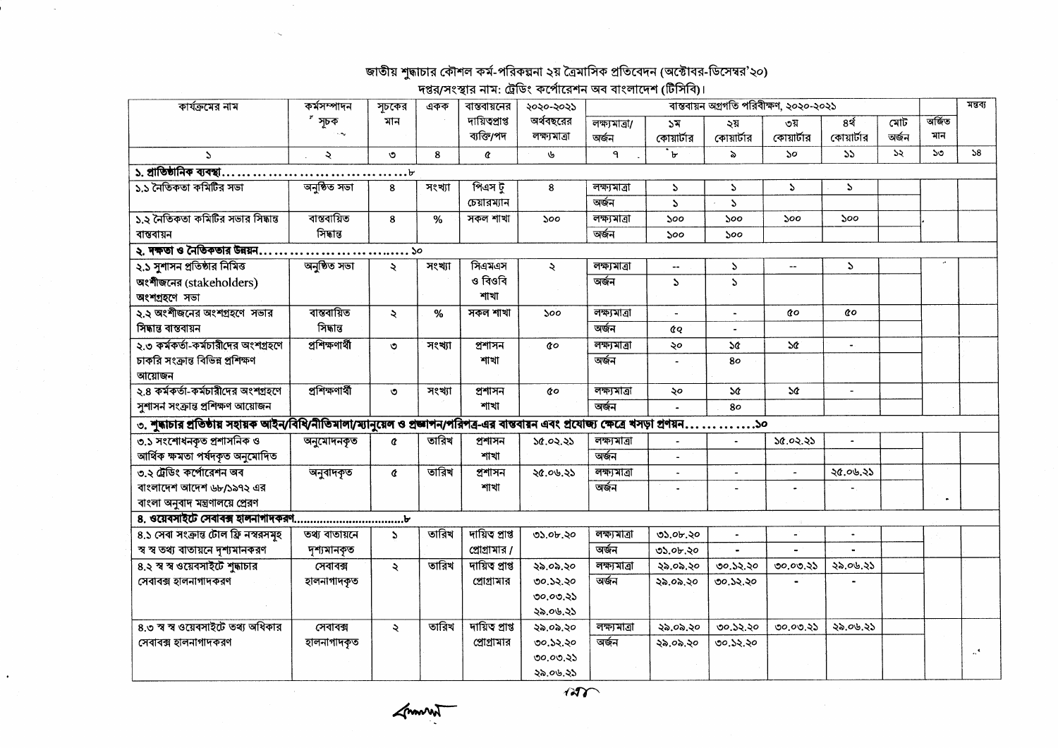## জাতীয় শুদ্ধাচার কৌশল কর্ম-পরিকল্পনা ২য় ত্রৈমাসিক প্রতিবেদন (অক্টোবর-ডিসেম্বর'২০)

### দপ্তর/সংস্থার নাম: ট্রেডিং কর্পোরেশন অব বাংলাদেশ (টিসিবি)।

| কার্যক্রমের নাম | কর্মসম্পাদন সূচক | সূচকের মান | একক | বাস্তবায়নের দায়িত্বপ্রাপ্ত ব্যক্তি/পদ | ২০২০-২০২১ অর্থবছরের লক্ষ্যমাত্রা | বাস্তবায়ন অগ্রগতি পরিবীক্ষণ, ২০২০-২০২১ | | | | | | অর্জিত মান | মন্তব্য |
|---|---|---|---|---|---|---|---|---|---|---|---|---|---|
| | | | | | | লক্ষ্যমাত্রা/ অর্জন | ১ম কোয়ার্টার | ২য় কোয়ার্টার | ৩য় কোয়ার্টার | ৪র্থ কোয়ার্টার | মোট অর্জন | | |
| ১ | ২ | ৩ | ৪ | ৫ | ৬ | ৭ | ৮ | ৯ | ১০ | ১১ | ১২ | ১৩ | ১৪ |
| **১. প্রাতিষ্ঠানিক ব্যবস্থা..................................৮** | | | | | | | | | | | | | |
| ১.১ নৈতিকতা কমিটির সভা | অনুষ্ঠিত সভা | ৪ | সংখ্যা | পিএস টু চেয়ারম্যান | ৪ | লক্ষ্যমাত্রা | ১ | ১ | ১ | ১ | | | |
| | | | | | | অর্জন | ১ | ১ | | | | | |
| ১.২ নৈতিকতা কমিটির সভার সিদ্ধান্ত বাস্তবায়ন | বাস্তবায়িত সিদ্ধান্ত | ৪ | % | সকল শাখা | ১০০ | লক্ষ্যমাত্রা | ১০০ | ১০০ | ১০০ | ১০০ | | | |
| | | | | | | অর্জন | ১০০ | ১০০ | | | | | |
| **২. দক্ষতা ও নৈতিকতার উন্নয়ন..............................১০** | | | | | | | | | | | | | |
| ২.১ সুশাসন প্রতিষ্ঠার নিমিত্ত অংশীজনের (stakeholders) অংশগ্রহণে সভা | অনুষ্ঠিত সভা | ২ | সংখ্যা | সিএমএস ও বিওবি শাখা | ২ | লক্ষ্যমাত্রা | -- | ১ | -- | ১ | | | |
| | | | | | | অর্জন | ১ | ১ | | | | | |
| ২.২ অংশীজনের অংশগ্রহণে সভার সিদ্ধান্ত বাস্তবায়ন | বাস্তবায়িত সিদ্ধান্ত | ২ | % | সকল শাখা | ১০০ | লক্ষ্যমাত্রা | - | - | ৫০ | ৫০ | | | |
| | | | | | | অর্জন | ৫৫ | - | | | | | |
| ২.৩ কর্মকর্তা-কর্মচারীদের অংশগ্রহণে চাকরি সংক্রান্ত বিভিন্ন প্রশিক্ষণ আয়োজন | প্রশিক্ষণার্থী | ৩ | সংখ্যা | প্রশাসন শাখা | ৫০ | লক্ষ্যমাত্রা | ২০ | ১৫ | ১৫ | - | | | |
| | | | | | | অর্জন | - | ৪০ | | | | | |
| ২.৪ কর্মকর্তা-কর্মচারীদের অংশগ্রহণে সুশাসন সংক্রান্ত প্রশিক্ষণ আয়োজন | প্রশিক্ষণার্থী | ৩ | সংখ্যা | প্রশাসন শাখা | ৫০ | লক্ষ্যমাত্রা | ২০ | ১৫ | ১৫ | - | | | |
| | | | | | | অর্জন | - | ৪০ | | | | | |
| **৩. শুদ্ধাচার প্রতিষ্ঠায় সহায়ক আইন/বিধি/নীতিমালা/ম্যানুয়েল ও প্রজ্ঞাপন/পরিপত্র-এর বাস্তবায়ন এবং প্রযোজ্য ক্ষেত্রে খসড়া প্রণয়ন............১০** | | | | | | | | | | | | | |
| ৩.১ সংশোধনকৃত প্রশাসনিক ও আর্থিক ক্ষমতা পর্ষদকৃত অনুমোদিত | অনুমোদনকৃত | ৫ | তারিখ | প্রশাসন শাখা | ১৫.০২.২১ | লক্ষ্যমাত্রা | - | - | ১৫.০২.২১ | - | | | |
| | | | | | | অর্জন | - | | | | | | |
| ৩.২ ট্রেডিং কর্পোরেশন অব বাংলাদেশ আদেশ ৬৮/১৯৭২ এর বাংলা অনুবাদ মন্ত্রণালয়ে প্রেরণ | অনুবাদকৃত | ৫ | তারিখ | প্রশাসন শাখা | ২৫.০৬.২১ | লক্ষ্যমাত্রা | - | - | - | ২৫.০৬.২১ | | | |
| | | | | | | অর্জন | - | - | - | - | | | |
| **৪. ওয়েবসাইটে সেবাবক্স হালনাগাদকরণ.................................৮** | | | | | | | | | | | | | |
| ৪.১ সেবা সংক্রান্ত টোল ফ্রি নম্বরসমূহ স্ব স্ব তথ্য বাতায়নে দৃশ্যমানকরণ | তথ্য বাতায়নে দৃশ্যমানকৃত | ১ | তারিখ | দায়িত্ব প্রাপ্ত প্রোগ্রামার / | ৩১.০৮.২০ | লক্ষ্যমাত্রা | ৩১.০৮.২০ | - | - | - | | | |
| | | | | | | অর্জন | ৩১.০৮.২০ | - | - | - | | | |
| ৪.২ স্ব স্ব ওয়েবসাইটে শুদ্ধাচার সেবাবক্স হালনাগাদকরণ | সেবাবক্স হালনাগাদকৃত | ২ | তারিখ | দায়িত্ব প্রাপ্ত প্রোগ্রামার | ২৯.০৯.২০ ৩০.১২.২০ ৩০.০৩.২১ ২৯.০৬.২১ | লক্ষ্যমাত্রা | ২৯.০৯.২০ | ৩০.১২.২০ | ৩০.০৩.২১ | ২৯.০৬.২১ | | | |
| | | | | | | অর্জন | ২৯.০৯.২০ | ৩০.১২.২০ | - | - | | | |
| ৪.৩ স্ব স্ব ওয়েবসাইটে তথ্য অধিকার সেবাবক্স হালনাগাদকরণ | সেবাবক্স হালনাগাদকৃত | ২ | তারিখ | দায়িত্ব প্রাপ্ত প্রোগ্রামার | ২৯.০৯.২০ ৩০.১২.২০ ৩০.০৩.২১ ২৯.০৬.২১ | লক্ষ্যমাত্রা | ২৯.০৯.২০ | ৩০.১২.২০ | ৩০.০৩.২১ | ২৯.০৬.২১ | | | |
| | | | | | | অর্জন | ২৯.০৯.২০ | ৩০.১২.২০ | | | | | |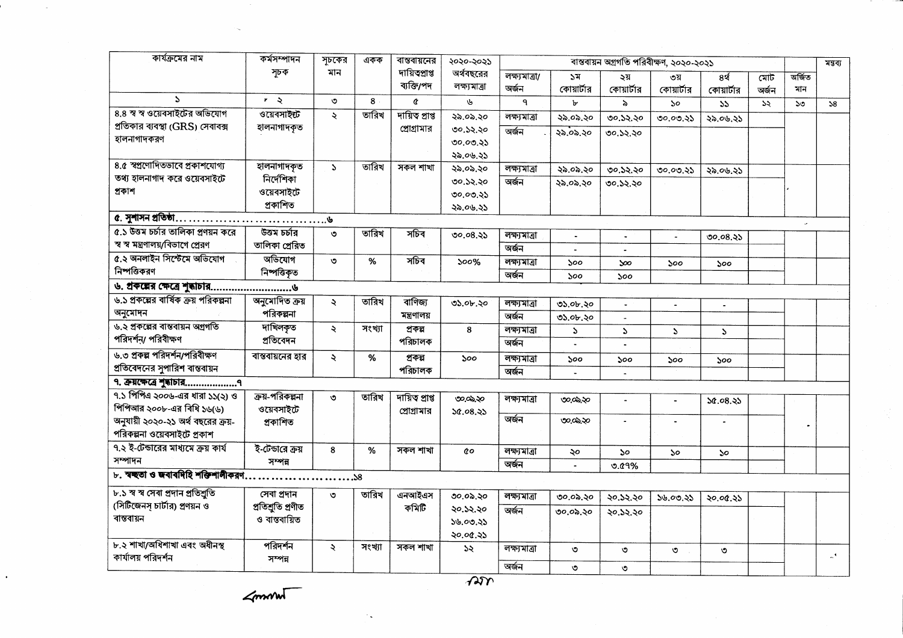| কার্যক্রমের নাম | কর্মসম্পাদন সূচক | সূচকের মান | একক | বাস্তবায়নের দায়িত্বপ্রাপ্ত ব্যক্তি/পদ | ২০২০-২০২১ অর্থবছরের লক্ষ্যমাত্রা | বাস্তবায়ন অগ্রগতি পরিবীক্ষণ, ২০২০-২০২১ | | | | | | অর্জিত মান | মন্তব্য |
|---|---|---|---|---|---|---|---|---|---|---|---|---|---|
| | | | | | | লক্ষ্যমাত্রা/ অর্জন | ১ম কোয়ার্টার | ২য় কোয়ার্টার | ৩য় কোয়ার্টার | ৪র্থ কোয়ার্টার | মোট অর্জন | | |
| ১ | ২ | ৩ | ৪ | ৫ | ৬ | ৭ | ৮ | ৯ | ১০ | ১১ | ১২ | ১৩ | ১৪ |
| ৪.৪ স্ব স্ব ওয়েবসাইটের অভিযোগ প্রতিকার ব্যবস্থা (GRS) সেবাবক্স হালনাগাদকরণ | ওয়েবসাইট হালনাগাদকৃত | ২ | তারিখ | দায়িত্ব প্রাপ্ত প্রোগ্রামার | ২৯.০৯.২০ ৩০.১২.২০ ৩০.০৩.২১ ২৯.০৬.২১ | লক্ষ্যমাত্রা | ২৯.০৯.২০ | ৩০.১২.২০ | ৩০.০৩.২১ | ২৯.০৬.২১ | | | |
| | | | | | | অর্জন | ২৯.০৯.২০ | ৩০.১২.২০ | | | | | |
| ৪.৫ স্বপ্রণোদিতভাবে প্রকাশযোগ্য তথ্য হালনাগাদ করে ওয়েবসাইটে প্রকাশ | হালনাগাদকৃত নির্দেশিকা ওয়েবসাইটে প্রকাশিত | ১ | তারিখ | সকল শাখা | ২৯.০৯.২০ ৩০.১২.২০ ৩০.০৩.২১ ২৯.০৬.২১ | লক্ষ্যমাত্রা | ২৯.০৯.২০ | ৩০.১২.২০ | ৩০.০৩.২১ | ২৯.০৬.২১ | | | |
| | | | | | | অর্জন | ২৯.০৯.২০ | ৩০.১২.২০ | | | | | |
| **৫. সুশাসন প্রতিষ্ঠা..................................৬** | | | | | | | | | | | | | |
| ৫.১ উত্তম চর্চার তালিকা প্রণয়ন করে স্ব স্ব মন্ত্রণালয়/বিভাগে প্রেরণ | উত্তম চর্চার তালিকা প্রেরিত | ৩ | তারিখ | সচিব | ৩০.০৪.২১ | লক্ষ্যমাত্রা | - | - | - | ৩০.০৪.২১ | | | |
| | | | | | | অর্জন | - | - | | | | | |
| ৫.২ অনলাইন সিস্টেমে অভিযোগ নিষ্পত্তিকরণ | অভিযোগ নিষ্পত্তিকৃত | ৩ | % | সচিব | ১০০% | লক্ষ্যমাত্রা | ১০০ | ১০০ | ১০০ | ১০০ | | | |
| | | | | | | অর্জন | ১০০ | ১০০ | | | | | |
| **৬. প্রকল্পের ক্ষেত্রে শুদ্ধাচার..........................৬** | | | | | | | | | | | | | |
| ৬.১ প্রকল্পের বার্ষিক ক্রয় পরিকল্পনা অনুমোদন | অনুমোদিত ক্রয় পরিকল্পনা | ২ | তারিখ | বাণিজ্য মন্ত্রণালয় | ৩১.০৮.২০ | লক্ষ্যমাত্রা | ৩১.০৮.২০ | - | - | - | | | |
| | | | | | | অর্জন | ৩১.০৮.২০ | - | | | | | |
| ৬.২ প্রকল্পের বাস্তবায়ন অগ্রগতি পরিদর্শন/ পরিবীক্ষণ | দাখিলকৃত প্রতিবেদন | ২ | সংখ্যা | প্রকল্প পরিচালক | ৪ | লক্ষ্যমাত্রা | ১ | ১ | ১ | ১ | | | |
| | | | | | | অর্জন | - | - | | | | | |
| ৬.৩ প্রকল্প পরিদর্শন/পরিবীক্ষণ প্রতিবেদনের সুপারিশ বাস্তবায়ন | বাস্তবায়নের হার | ২ | % | প্রকল্প পরিচালক | ১০০ | লক্ষ্যমাত্রা | ১০০ | ১০০ | ১০০ | ১০০ | | | |
| | | | | | | অর্জন | - | - | | | | | |
| **৭. ক্রয়ক্ষেত্রে শুদ্ধাচার..................৭** | | | | | | | | | | | | | |
| ৭.১ পিপিএ ২০০৬-এর ধারা ১১(২) ও পিপিআর ২০০৮-এর বিধি ১৬(৬) অনুযায়ী ২০২০-২১ অর্থ বছরের ক্রয়-পরিকল্পনা ওয়েবসাইটে প্রকাশ | ক্রয়-পরিকল্পনা ওয়েবসাইটে প্রকাশিত | ৩ | তারিখ | দায়িত্ব প্রাপ্ত প্রোগ্রামার | ৩০.০৯.২০ ১৫.০৪.২১ | লক্ষ্যমাত্রা | ৩০.০৯.২০ | - | - | ১৫.০৪.২১ | | | |
| | | | | | | অর্জন | ৩০.০৯.২০ | - | - | - | | | |
| ৭.২ ই-টেন্ডারের মাধ্যমে ক্রয় কার্য সম্পাদন | ই-টেন্ডারে ক্রয় সম্পন্ন | ৪ | % | সকল শাখা | ৫০ | লক্ষ্যমাত্রা | ২০ | ১০ | ১০ | ১০ | | | |
| | | | | | | অর্জন | - | ৩.৫৭% | | | | | |
| **৮. স্বচ্ছতা ও জবাবদিহি শক্তিশালীকরণ.........................১৪** | | | | | | | | | | | | | |
| ৮.১ স্ব স্ব সেবা প্রদান প্রতিশ্রুতি (সিটিজেনস্ চার্টার) প্রণয়ন ও বাস্তবায়ন | সেবা প্রদান প্রতিশ্রুতি প্রণীত ও বাস্তবায়িত | ৩ | তারিখ | এনআইএস কমিটি | ৩০.০৯.২০ ২০.১২.২০ ১৬.০৩.২১ ২০.০৫.২১ | লক্ষ্যমাত্রা | ৩০.০৯.২০ | ২০.১২.২০ | ১৬.০৩.২১ | ২০.০৫.২১ | | | |
| | | | | | | অর্জন | ৩০.০৯.২০ | ২০.১২.২০ | | | | | |
| ৮.২ শাখা/অধিশাখা এবং অধীনস্থ কার্যালয় পরিদর্শন | পরিদর্শন সম্পন্ন | ২ | সংখ্যা | সকল শাখা | ১২ | লক্ষ্যমাত্রা | ৩ | ৩ | ৩ | ৩ | | | |
| | | | | | | অর্জন | ৩ | ৩ | | | | | |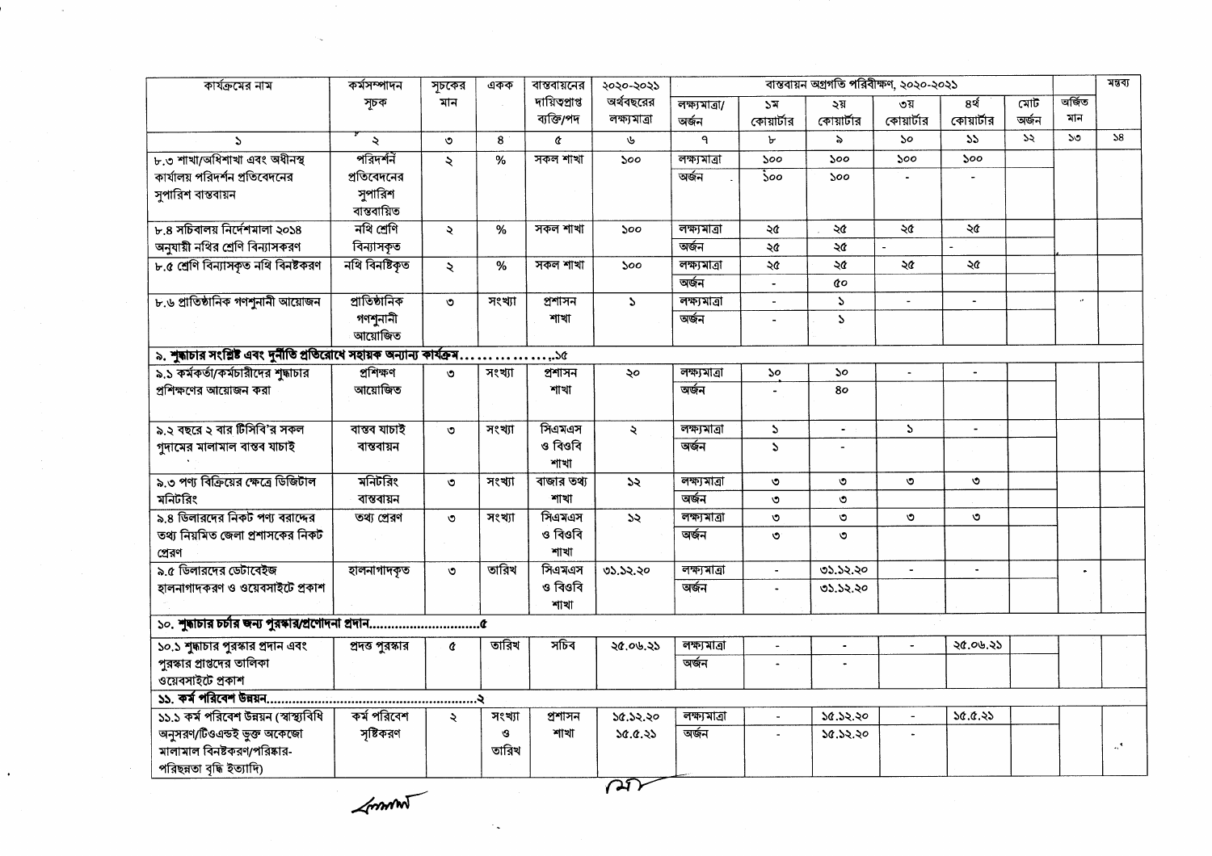| কার্যক্রমের নাম | কর্মসম্পাদন সূচক | সূচকের মান | একক | বাস্তবায়নের দায়িত্বপ্রাপ্ত ব্যক্তি/পদ | ২০২০-২০২১ অর্থবছরের লক্ষ্যমাত্রা | বাস্তবায়ন অগ্রগতি পরিবীক্ষণ, ২০২০-২০২১ | | | | | | অর্জিত মান | মন্তব্য |
|---|---|---|---|---|---|---|---|---|---|---|---|---|---|
| | | | | | | লক্ষ্যমাত্রা/ অর্জন | ১ম কোয়ার্টার | ২য় কোয়ার্টার | ৩য় কোয়ার্টার | ৪র্থ কোয়ার্টার | মোট অর্জন | | |
| ১ | ২ | ৩ | ৪ | ৫ | ৬ | ৭ | ৮ | ৯ | ১০ | ১১ | ১২ | ১৩ | ১৪ |
| ৮.৩ শাখা/অধিশাখা এবং অধীনস্থ কার্যালয় পরিদর্শন প্রতিবেদনের সুপারিশ বাস্তবায়ন | পরিদর্শন প্রতিবেদনের সুপারিশ বাস্তবায়িত | ২ | % | সকল শাখা | ১০০ | লক্ষ্যমাত্রা | ১০০ | ১০০ | ১০০ | ১০০ | | | |
| | | | | | | অর্জন | ১০০ | ১০০ | - | - | | | |
| ৮.৪ সচিবালয় নির্দেশমালা ২০১৪ অনুযায়ী নথির শ্রেণি বিন্যাসকরণ | নথি শ্রেণি বিন্যাসকৃত | ২ | % | সকল শাখা | ১০০ | লক্ষ্যমাত্রা | ২৫ | ২৫ | ২৫ | ২৫ | | | |
| | | | | | | অর্জন | ২৫ | ২৫ | - | - | | | |
| ৮.৫ শ্রেণি বিন্যাসকৃত নথি বিনষ্টকরণ | নথি বিনষ্টিকৃত | ২ | % | সকল শাখা | ১০০ | লক্ষ্যমাত্রা | ২৫ | ২৫ | ২৫ | ২৫ | | | |
| | | | | | | অর্জন | - | ৫০ | | | | | |
| ৮.৬ প্রাতিষ্ঠানিক গণশুনানী আয়োজন | প্রাতিষ্ঠানিক গণশুনানী আয়োজিত | ৩ | সংখ্যা | প্রশাসন শাখা | ১ | লক্ষ্যমাত্রা | - | ১ | - | - | | | |
| | | | | | | অর্জন | - | ১ | | | | | |
| **৯. শুদ্ধাচার সংশ্লিষ্ট এবং দুর্নীতি প্রতিরোধে সহায়ক অন্যান্য কার্যক্রম..................১৫** | | | | | | | | | | | | | |
| ৯.১ কর্মকর্তা/কর্মচারীদের শুদ্ধাচার প্রশিক্ষণের আয়োজন করা | প্রশিক্ষণ আয়োজিত | ৩ | সংখ্যা | প্রশাসন শাখা | ২০ | লক্ষ্যমাত্রা | ১০ | ১০ | - | - | | | |
| | | | | | | অর্জন | - | ৪০ | | | | | |
| ৯.২ বছরে ২ বার টিসিবি'র সকল গুদামের মালামাল বাস্তব যাচাই | বাস্তব যাচাই বাস্তবায়ন | ৩ | সংখ্যা | সিএমএস ও বিওবি শাখা | ২ | লক্ষ্যমাত্রা | ১ | - | ১ | - | | | |
| | | | | | | অর্জন | ১ | - | | | | | |
| ৯.৩ পণ্য বিক্রিয়ের ক্ষেত্রে ডিজিটাল মনিটরিং | মনিটরিং বাস্তবায়ন | ৩ | সংখ্যা | বাজার তথ্য শাখা | ১২ | লক্ষ্যমাত্রা | ৩ | ৩ | ৩ | ৩ | | | |
| | | | | | | অর্জন | ৩ | ৩ | | | | | |
| ৯.৪ ডিলারদের নিকট পণ্য বরাদ্দের তথ্য নিয়মিত জেলা প্রশাসকের নিকট প্রেরণ | তথ্য প্রেরণ | ৩ | সংখ্যা | সিএমএস ও বিওবি শাখা | ১২ | লক্ষ্যমাত্রা | ৩ | ৩ | ৩ | ৩ | | | |
| | | | | | | অর্জন | ৩ | ৩ | | | | | |
| ৯.৫ ডিলারদের ডেটাবেইজ হালনাগাদকরণ ও ওয়েবসাইটে প্রকাশ | হালনাগাদকৃত | ৩ | তারিখ | সিএমএস ও বিওবি শাখা | ৩১.১২.২০ | লক্ষ্যমাত্রা | - | ৩১.১২.২০ | - | - | | | |
| | | | | | | অর্জন | - | ৩১.১২.২০ | | | | | |
| **১০. শুদ্ধাচার চর্চার জন্য পুরস্কার/প্রণোদনা প্রদান..............................৫** | | | | | | | | | | | | | |
| ১০.১ শুদ্ধাচার পুরস্কার প্রদান এবং পুরস্কার প্রাপ্তদের তালিকা ওয়েবসাইটে প্রকাশ | প্রদত্ত পুরস্কার | ৫ | তারিখ | সচিব | ২৫.০৬.২১ | লক্ষ্যমাত্রা | - | - | - | ২৫.০৬.২১ | | | |
| | | | | | | অর্জন | - | - | | | | | |
| **১১. কর্ম পরিবেশ উন্নয়ন......................................................২** | | | | | | | | | | | | | |
| ১১.১ কর্ম পরিবেশ উন্নয়ন (স্বাস্থ্যবিধি অনুসরণ/টিওএন্ডই ভুক্ত অকেজো মালামাল বিনষ্টকরণ/পরিষ্কার-পরিচ্ছন্নতা বৃদ্ধি ইত্যাদি) | কর্ম পরিবেশ সৃষ্টিকরণ | ২ | সংখ্যা ও তারিখ | প্রশাসন শাখা | ১৫.১২.২০ ১৫.৫.২১ | লক্ষ্যমাত্রা | - | ১৫.১২.২০ | - | ১৫.৫.২১ | | | |
| | | | | | | অর্জন | - | ১৫.১২.২০ | - | | | | |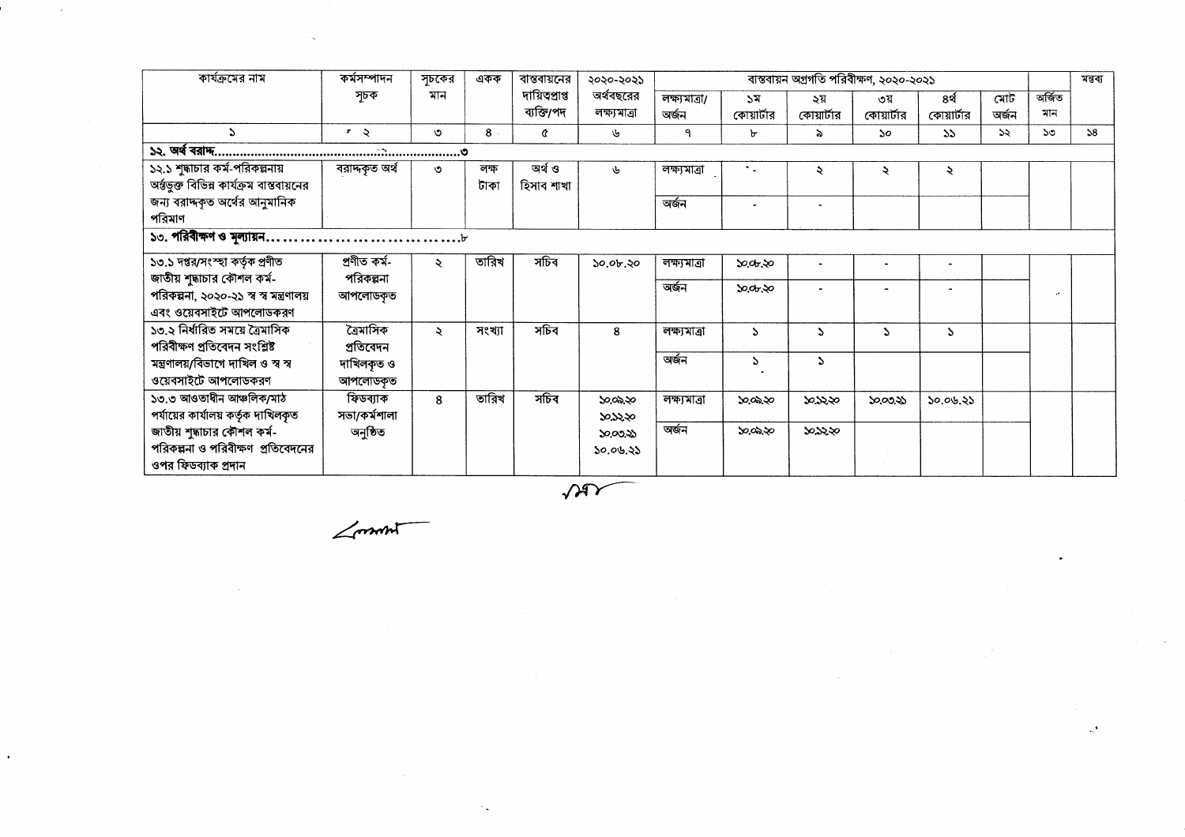| কার্যক্রমের নাম | কর্মসম্পাদন সূচক | সূচকের মান | একক | বাস্তবায়নের দায়িত্বপ্রাপ্ত ব্যক্তি/পদ | ২০২০-২০২১ অর্থবছরের লক্ষ্যমাত্রা | বাস্তবায়ন অগ্রগতি পরিবীক্ষণ, ২০২০-২০২১ | | | | | | অর্জিত মান | মন্তব্য |
|---|---|---|---|---|---|---|---|---|---|---|---|---|---|
| | | | | | | লক্ষ্যমাত্রা/ অর্জন | ১ম কোয়ার্টার | ২য় কোয়ার্টার | ৩য় কোয়ার্টার | ৪র্থ কোয়ার্টার | মোট অর্জন | | |
| ১ | ২ | ৩ | ৪ | ৫ | ৬ | ৭ | ৮ | ৯ | ১০ | ১১ | ১২ | ১৩ | ১৪ |
| **১২. অর্থ বরাদ্দ.......................................................৩** | | | | | | | | | | | | | |
| ১২.১ শুদ্ধাচার কর্ম-পরিকল্পনায় অন্তর্ভুক্ত বিভিন্ন কার্যক্রম বাস্তবায়নের জন্য বরাদ্দকৃত অর্থের আনুমানিক পরিমাণ | বরাদ্দকৃত অর্থ | ৩ | লক্ষ টাকা | অর্থ ও হিসাব শাখা | ৬ | লক্ষ্যমাত্রা | - | ২ | ২ | ২ | | | |
| | | | | | | অর্জন | - | - | | | | | |
| **১৩. পরিবীক্ষণ ও মূল্যায়ন..............................৮** | | | | | | | | | | | | | |
| ১৩.১ দপ্তর/সংস্থা কর্তৃক প্রণীত জাতীয় শুদ্ধাচার কৌশল কর্ম-পরিকল্পনা, ২০২০-২১ স্ব স্ব মন্ত্রণালয় এবং ওয়েবসাইটে আপলোডকরণ | প্রণীত কর্ম-পরিকল্পনা আপলোডকৃত | ২ | তারিখ | সচিব | ১০.০৮.২০ | লক্ষ্যমাত্রা | ১০.০৮.২০ | - | - | - | | | |
| | | | | | | অর্জন | ১০.০৮.২০ | - | - | - | | | |
| ১৩.২ নির্ধারিত সময়ে ত্রৈমাসিক পরিবীক্ষণ প্রতিবেদন সংশ্লিষ্ট মন্ত্রণালয়/বিভাগে দাখিল ও স্ব স্ব ওয়েবসাইটে আপলোডকরণ | ত্রৈমাসিক প্রতিবেদন দাখিলকৃত ও আপলোডকৃত | ২ | সংখ্যা | সচিব | ৪ | লক্ষ্যমাত্রা | ১ | ১ | ১ | ১ | | | |
| | | | | | | অর্জন | ১ | ১ | | | | | |
| ১৩.৩ আওতাধীন আঞ্চলিক/মাঠ পর্যায়ের কার্যালয় কর্তৃক দাখিলকৃত জাতীয় শুদ্ধাচার কৌশল কর্ম-পরিকল্পনা ও পরিবীক্ষণ প্রতিবেদনের ওপর ফিডব্যাক প্রদান | ফিডব্যাক সভা/কর্মশালা অনুষ্ঠিত | ৪ | তারিখ | সচিব | ১০.০৯.২০ ১০.১২.২০ ১০.০৩.২১ ১০.০৬.২১ | লক্ষ্যমাত্রা | ১০.০৯.২০ | ১০.১২.২০ | ১০.০৩.২১ | ১০.০৬.২১ | | | |
| | | | | | | অর্জন | ১০.০৯.২০ | ১০.১২.২০ | | | | | |